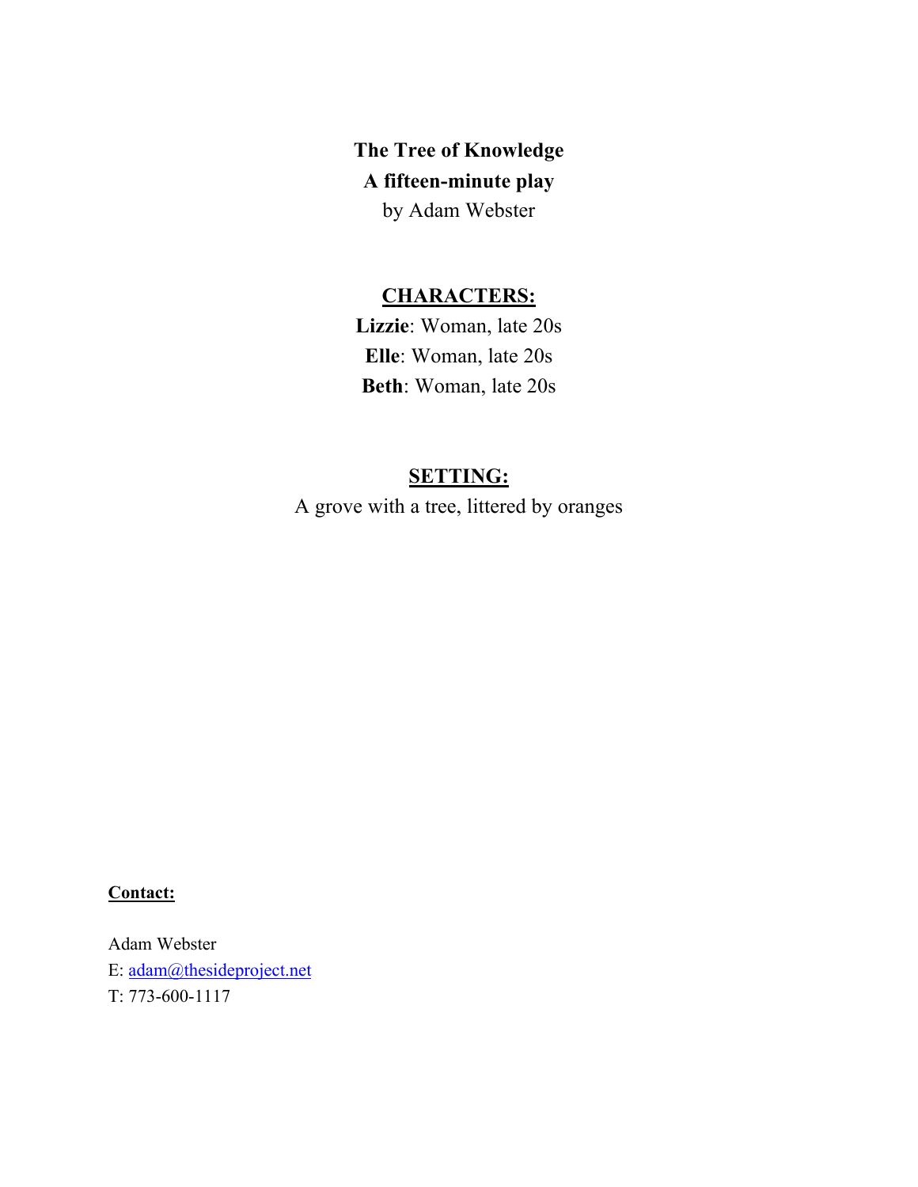**The Tree of Knowledge**

**A fifteen-minute play**

by Adam Webster

**<u>CHARACTERS:</u>**

**Lizzie**: Woman, late 20s

**Elle**: Woman, late 20s

**Beth**: Woman, late 20s

**<u>SETTING:</u>**

A grove with a tree, littered by oranges

**<u>Contact:</u>**

Adam Webster

E: adam@thesideproject.net

T: 773-600-1117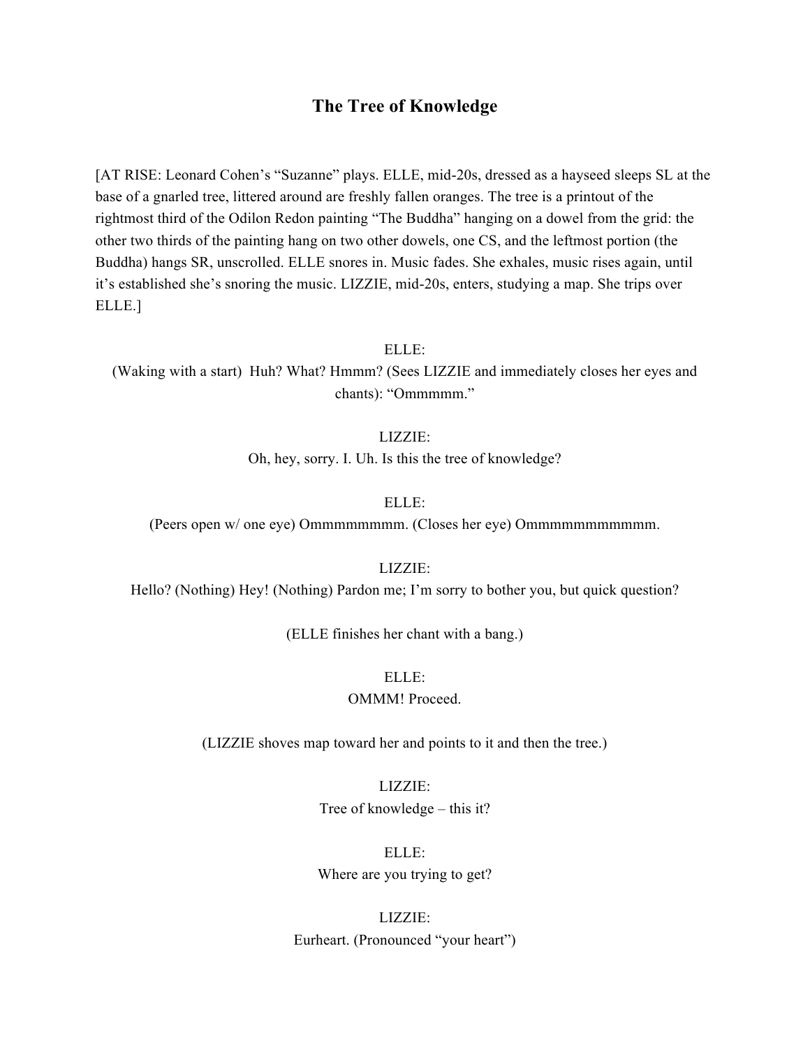# The Tree of Knowledge

[AT RISE: Leonard Cohen's "Suzanne" plays. ELLE, mid-20s, dressed as a hayseed sleeps SL at the base of a gnarled tree, littered around are freshly fallen oranges. The tree is a printout of the rightmost third of the Odilon Redon painting "The Buddha" hanging on a dowel from the grid: the other two thirds of the painting hang on two other dowels, one CS, and the leftmost portion (the Buddha) hangs SR, unscrolled. ELLE snores in. Music fades. She exhales, music rises again, until it's established she's snoring the music. LIZZIE, mid-20s, enters, studying a map. She trips over ELLE.]

ELLE:
(Waking with a start) Huh? What? Hmmm? (Sees LIZZIE and immediately closes her eyes and chants): "Ommmmm."

LIZZIE:
Oh, hey, sorry. I. Uh. Is this the tree of knowledge?

ELLE:
(Peers open w/ one eye) Ommmmmmmm. (Closes her eye) Ommmmmmmmmmm.

LIZZIE:
Hello? (Nothing) Hey! (Nothing) Pardon me; I'm sorry to bother you, but quick question?

(ELLE finishes her chant with a bang.)

ELLE:
OMMM! Proceed.

(LIZZIE shoves map toward her and points to it and then the tree.)

LIZZIE:
Tree of knowledge – this it?

ELLE:
Where are you trying to get?

LIZZIE:
Eurheart. (Pronounced "your heart")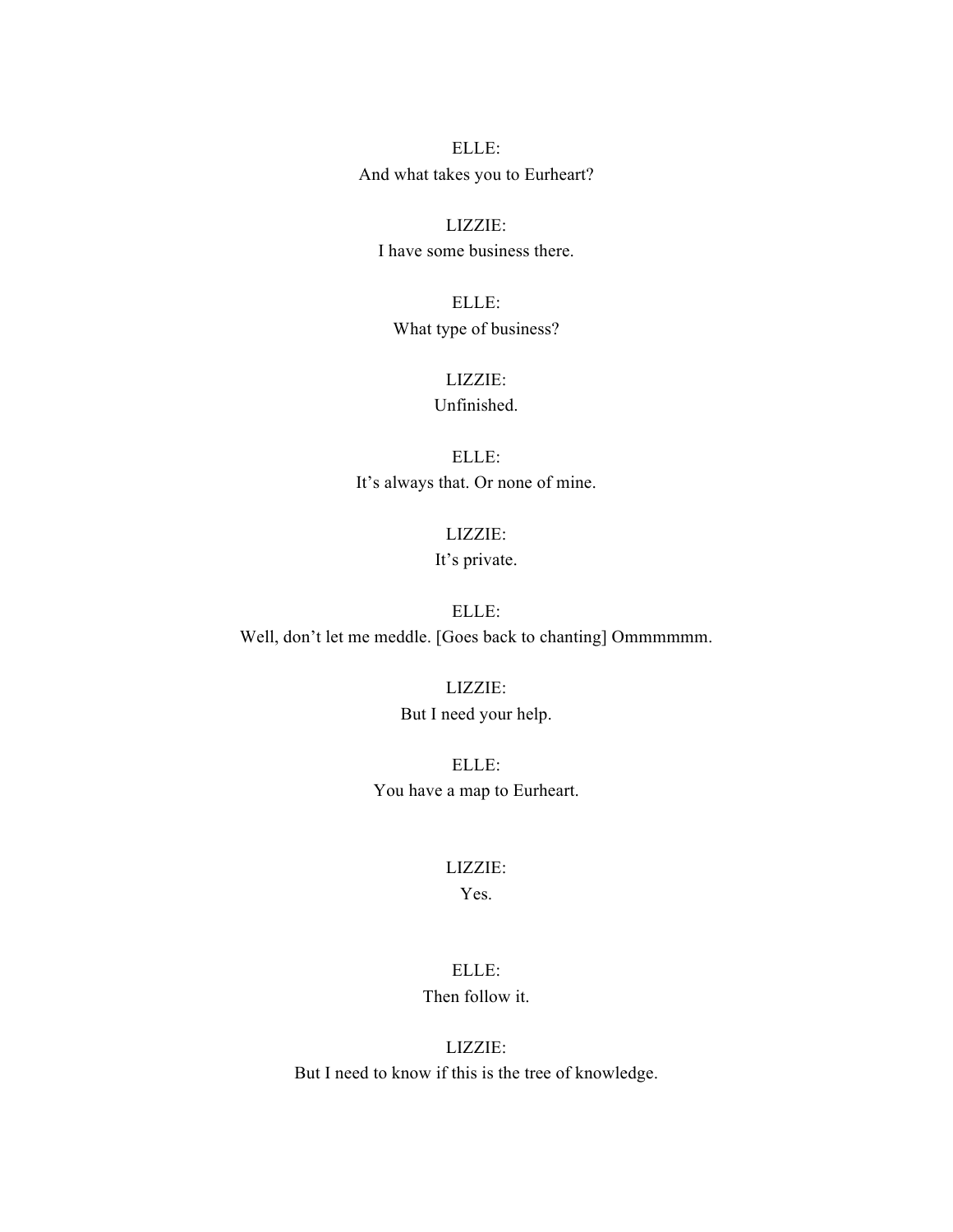ELLE:
And what takes you to Eurheart?

LIZZIE:
I have some business there.

ELLE:
What type of business?

LIZZIE:
Unfinished.

ELLE:
It's always that. Or none of mine.

LIZZIE:
It's private.

ELLE:
Well, don't let me meddle. [Goes back to chanting] Ommmmmm.

LIZZIE:
But I need your help.

ELLE:
You have a map to Eurheart.

LIZZIE:
Yes.

ELLE:
Then follow it.

LIZZIE:
But I need to know if this is the tree of knowledge.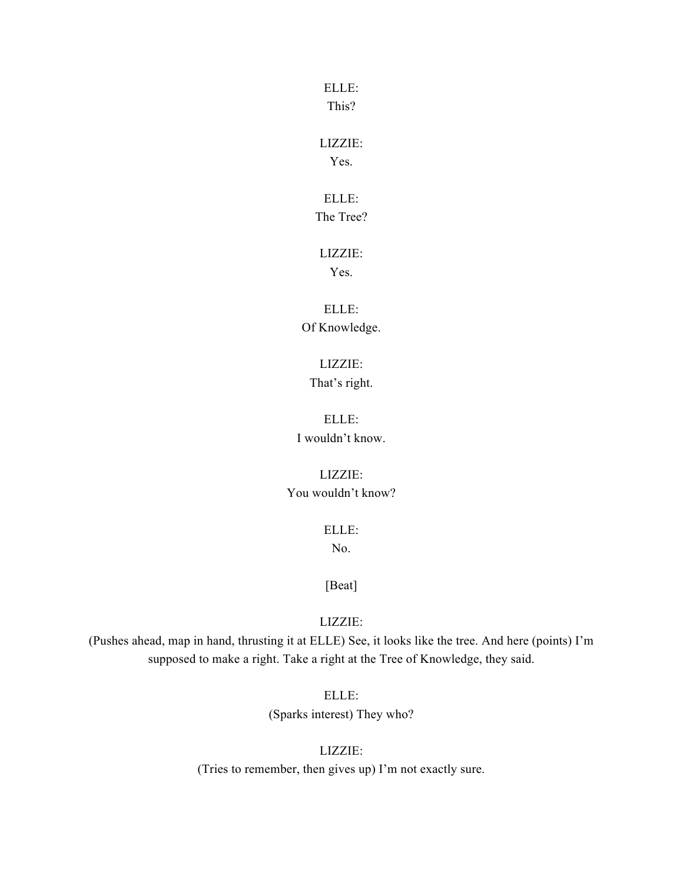ELLE:
This?

LIZZIE:
Yes.

ELLE:
The Tree?

LIZZIE:
Yes.

ELLE:
Of Knowledge.

LIZZIE:
That's right.

ELLE:
I wouldn't know.

LIZZIE:
You wouldn't know?

ELLE:
No.

[Beat]

LIZZIE:
(Pushes ahead, map in hand, thrusting it at ELLE) See, it looks like the tree. And here (points) I'm supposed to make a right. Take a right at the Tree of Knowledge, they said.

ELLE:
(Sparks interest) They who?

LIZZIE:
(Tries to remember, then gives up) I'm not exactly sure.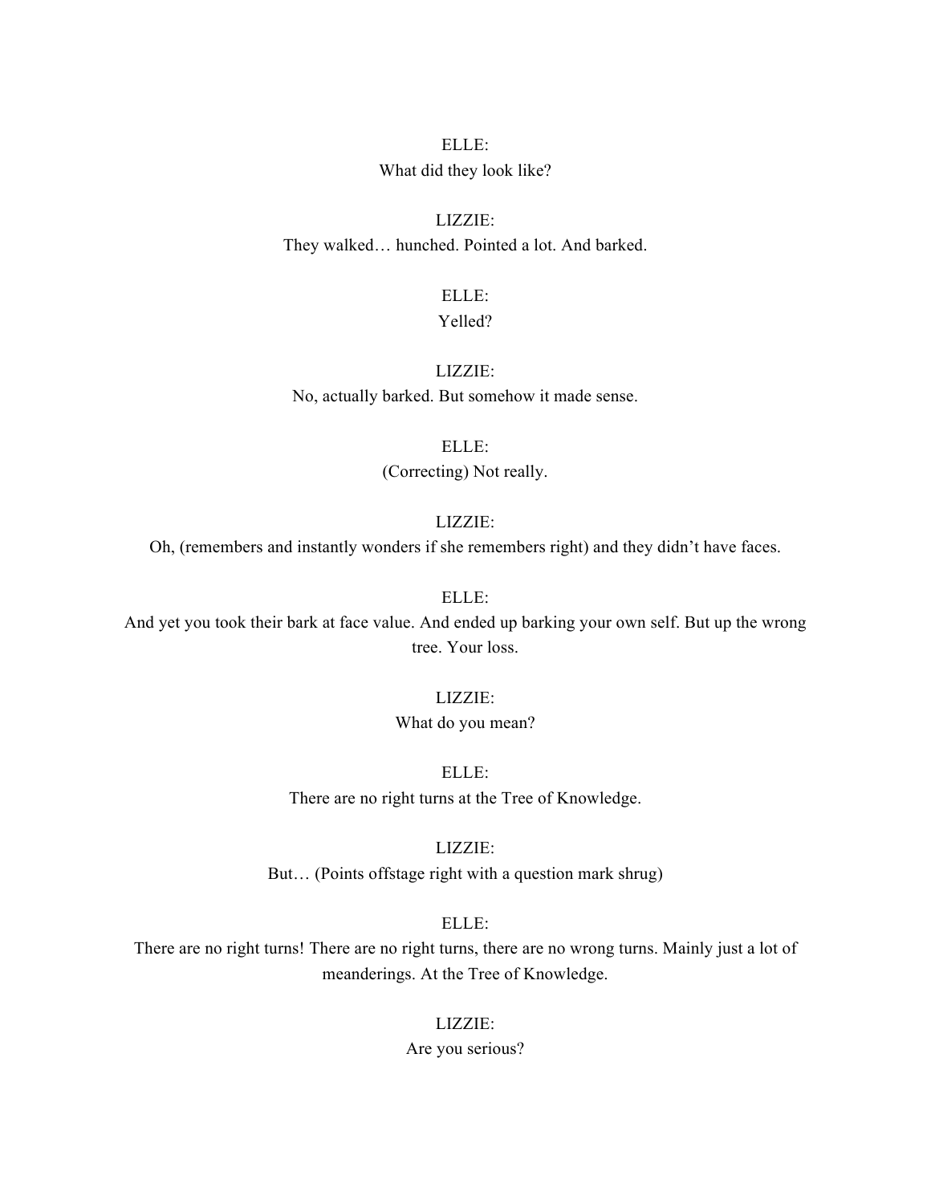ELLE:
What did they look like?

LIZZIE:
They walked… hunched. Pointed a lot. And barked.

ELLE:
Yelled?

LIZZIE:
No, actually barked. But somehow it made sense.

ELLE:
(Correcting) Not really.

LIZZIE:
Oh, (remembers and instantly wonders if she remembers right) and they didn't have faces.

ELLE:
And yet you took their bark at face value. And ended up barking your own self. But up the wrong tree. Your loss.

LIZZIE:
What do you mean?

ELLE:
There are no right turns at the Tree of Knowledge.

LIZZIE:
But… (Points offstage right with a question mark shrug)

ELLE:
There are no right turns! There are no right turns, there are no wrong turns. Mainly just a lot of meanderings. At the Tree of Knowledge.

LIZZIE:
Are you serious?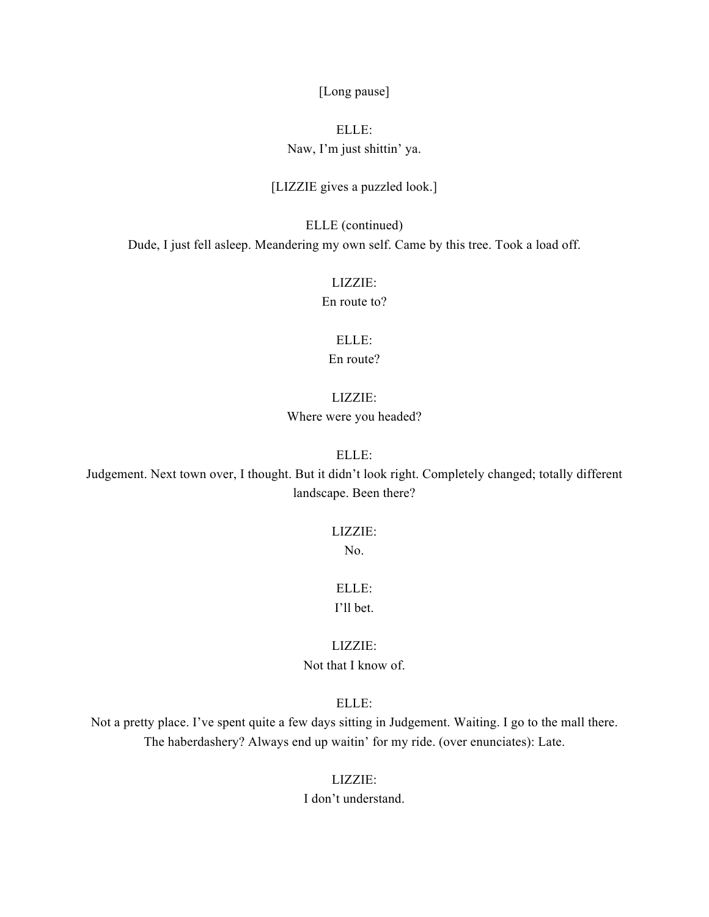[Long pause]

ELLE:
Naw, I'm just shittin' ya.

[LIZZIE gives a puzzled look.]

ELLE (continued)
Dude, I just fell asleep. Meandering my own self. Came by this tree. Took a load off.

LIZZIE:
En route to?

ELLE:
En route?

LIZZIE:
Where were you headed?

ELLE:
Judgement. Next town over, I thought. But it didn't look right. Completely changed; totally different landscape. Been there?

LIZZIE:
No.

ELLE:
I'll bet.

LIZZIE:
Not that I know of.

ELLE:
Not a pretty place. I've spent quite a few days sitting in Judgement. Waiting. I go to the mall there. The haberdashery? Always end up waitin' for my ride. (over enunciates): Late.

LIZZIE:
I don't understand.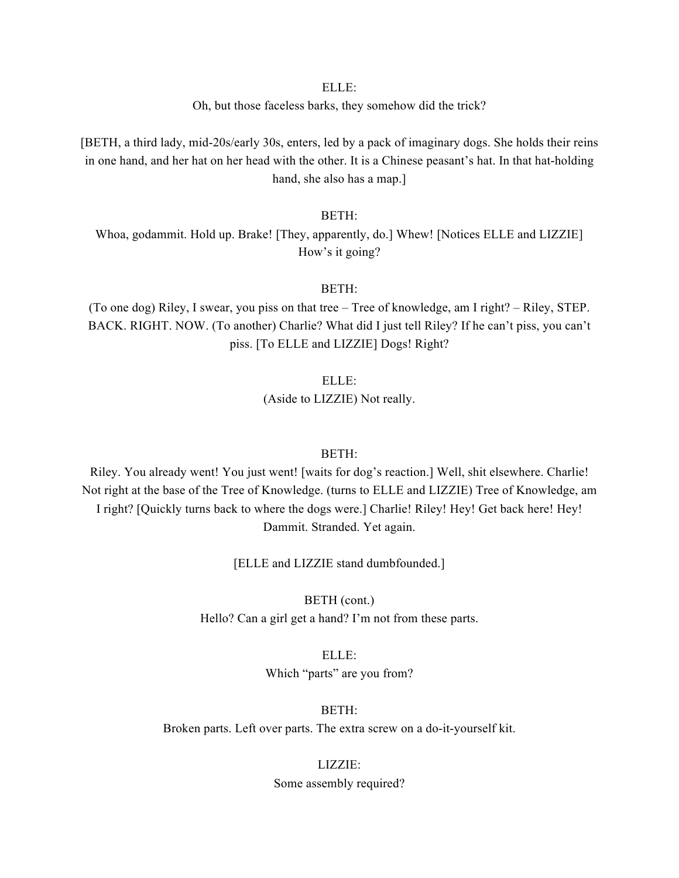ELLE:
Oh, but those faceless barks, they somehow did the trick?

[BETH, a third lady, mid-20s/early 30s, enters, led by a pack of imaginary dogs. She holds their reins in one hand, and her hat on her head with the other. It is a Chinese peasant's hat. In that hat-holding hand, she also has a map.]

BETH:
Whoa, godammit. Hold up. Brake! [They, apparently, do.] Whew! [Notices ELLE and LIZZIE] How's it going?

BETH:
(To one dog) Riley, I swear, you piss on that tree – Tree of knowledge, am I right? – Riley, STEP. BACK. RIGHT. NOW. (To another) Charlie? What did I just tell Riley? If he can't piss, you can't piss. [To ELLE and LIZZIE] Dogs! Right?

ELLE:
(Aside to LIZZIE) Not really.

BETH:
Riley. You already went! You just went! [waits for dog's reaction.] Well, shit elsewhere. Charlie! Not right at the base of the Tree of Knowledge. (turns to ELLE and LIZZIE) Tree of Knowledge, am I right? [Quickly turns back to where the dogs were.] Charlie! Riley! Hey! Get back here! Hey! Dammit. Stranded. Yet again.

[ELLE and LIZZIE stand dumbfounded.]

BETH (cont.)
Hello? Can a girl get a hand? I'm not from these parts.

ELLE:
Which "parts" are you from?

BETH:
Broken parts. Left over parts. The extra screw on a do-it-yourself kit.

LIZZIE:
Some assembly required?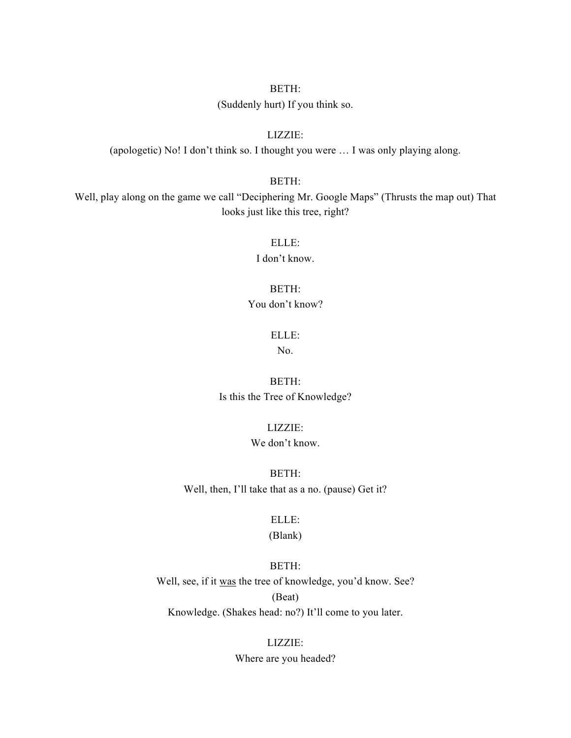BETH:

(Suddenly hurt) If you think so.

LIZZIE:

(apologetic) No! I don't think so. I thought you were … I was only playing along.

BETH:

Well, play along on the game we call "Deciphering Mr. Google Maps" (Thrusts the map out) That looks just like this tree, right?

ELLE:

I don't know.

BETH:

You don't know?

ELLE:

No.

BETH:

Is this the Tree of Knowledge?

LIZZIE:

We don't know.

BETH:

Well, then, I'll take that as a no. (pause) Get it?

ELLE:

(Blank)

BETH:

Well, see, if it <u>was</u> the tree of knowledge, you'd know. See?

(Beat)

Knowledge. (Shakes head: no?) It'll come to you later.

LIZZIE:

Where are you headed?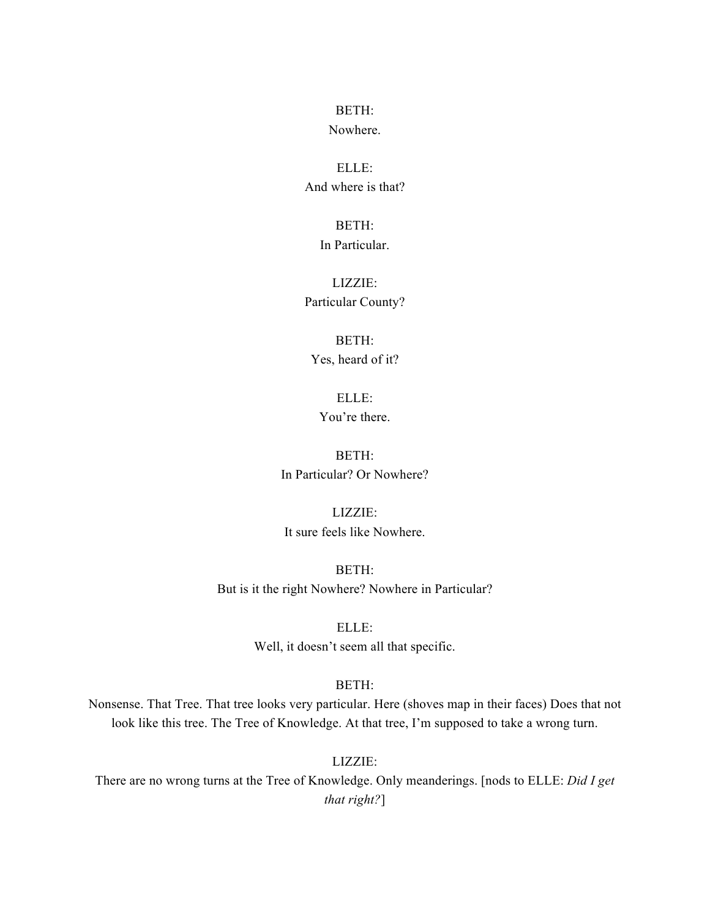BETH:
Nowhere.

ELLE:
And where is that?

BETH:
In Particular.

LIZZIE:
Particular County?

BETH:
Yes, heard of it?

ELLE:
You're there.

BETH:
In Particular? Or Nowhere?

LIZZIE:
It sure feels like Nowhere.

BETH:
But is it the right Nowhere? Nowhere in Particular?

ELLE:
Well, it doesn't seem all that specific.

BETH:
Nonsense. That Tree. That tree looks very particular. Here (shoves map in their faces) Does that not look like this tree. The Tree of Knowledge. At that tree, I'm supposed to take a wrong turn.

LIZZIE:
There are no wrong turns at the Tree of Knowledge. Only meanderings. [nods to ELLE: *Did I get that right?*]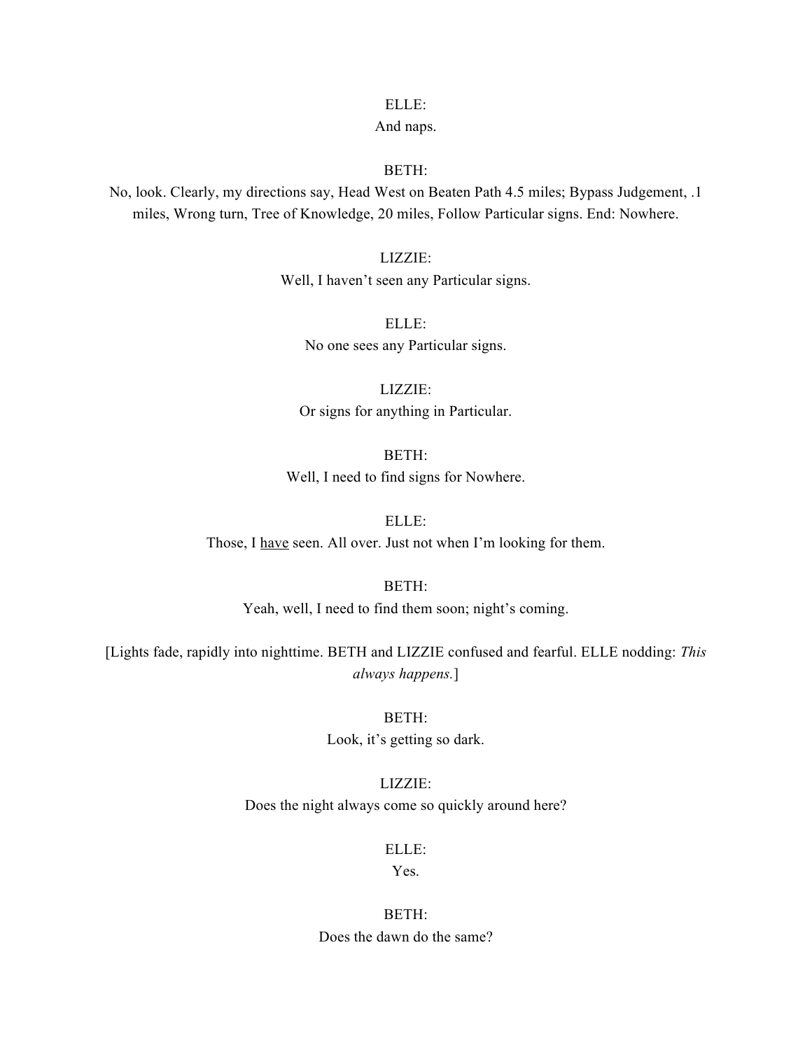ELLE:
And naps.

BETH:
No, look. Clearly, my directions say, Head West on Beaten Path 4.5 miles; Bypass Judgement, .1 miles, Wrong turn, Tree of Knowledge, 20 miles, Follow Particular signs. End: Nowhere.

LIZZIE:
Well, I haven't seen any Particular signs.

ELLE:
No one sees any Particular signs.

LIZZIE:
Or signs for anything in Particular.

BETH:
Well, I need to find signs for Nowhere.

ELLE:
Those, I <u>have</u> seen. All over. Just not when I'm looking for them.

BETH:
Yeah, well, I need to find them soon; night's coming.

[Lights fade, rapidly into nighttime. BETH and LIZZIE confused and fearful. ELLE nodding: *This always happens.*]

BETH:
Look, it's getting so dark.

LIZZIE:
Does the night always come so quickly around here?

ELLE:
Yes.

BETH:
Does the dawn do the same?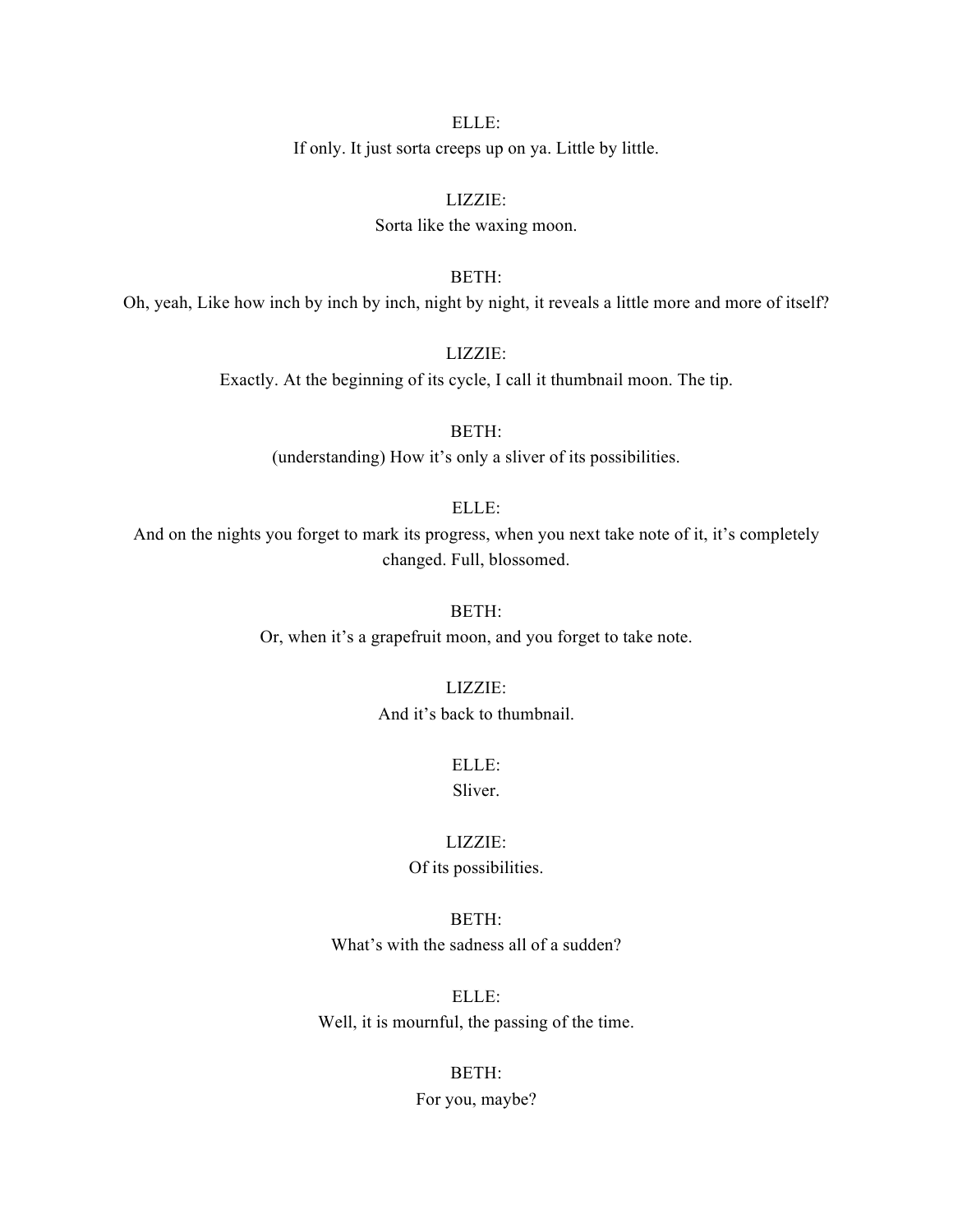ELLE:
If only. It just sorta creeps up on ya. Little by little.

LIZZIE:
Sorta like the waxing moon.

BETH:
Oh, yeah, Like how inch by inch by inch, night by night, it reveals a little more and more of itself?

LIZZIE:
Exactly. At the beginning of its cycle, I call it thumbnail moon. The tip.

BETH:
(understanding) How it's only a sliver of its possibilities.

ELLE:
And on the nights you forget to mark its progress, when you next take note of it, it's completely changed. Full, blossomed.

BETH:
Or, when it's a grapefruit moon, and you forget to take note.

LIZZIE:
And it's back to thumbnail.

ELLE:
Sliver.

LIZZIE:
Of its possibilities.

BETH:
What's with the sadness all of a sudden?

ELLE:
Well, it is mournful, the passing of the time.

BETH:
For you, maybe?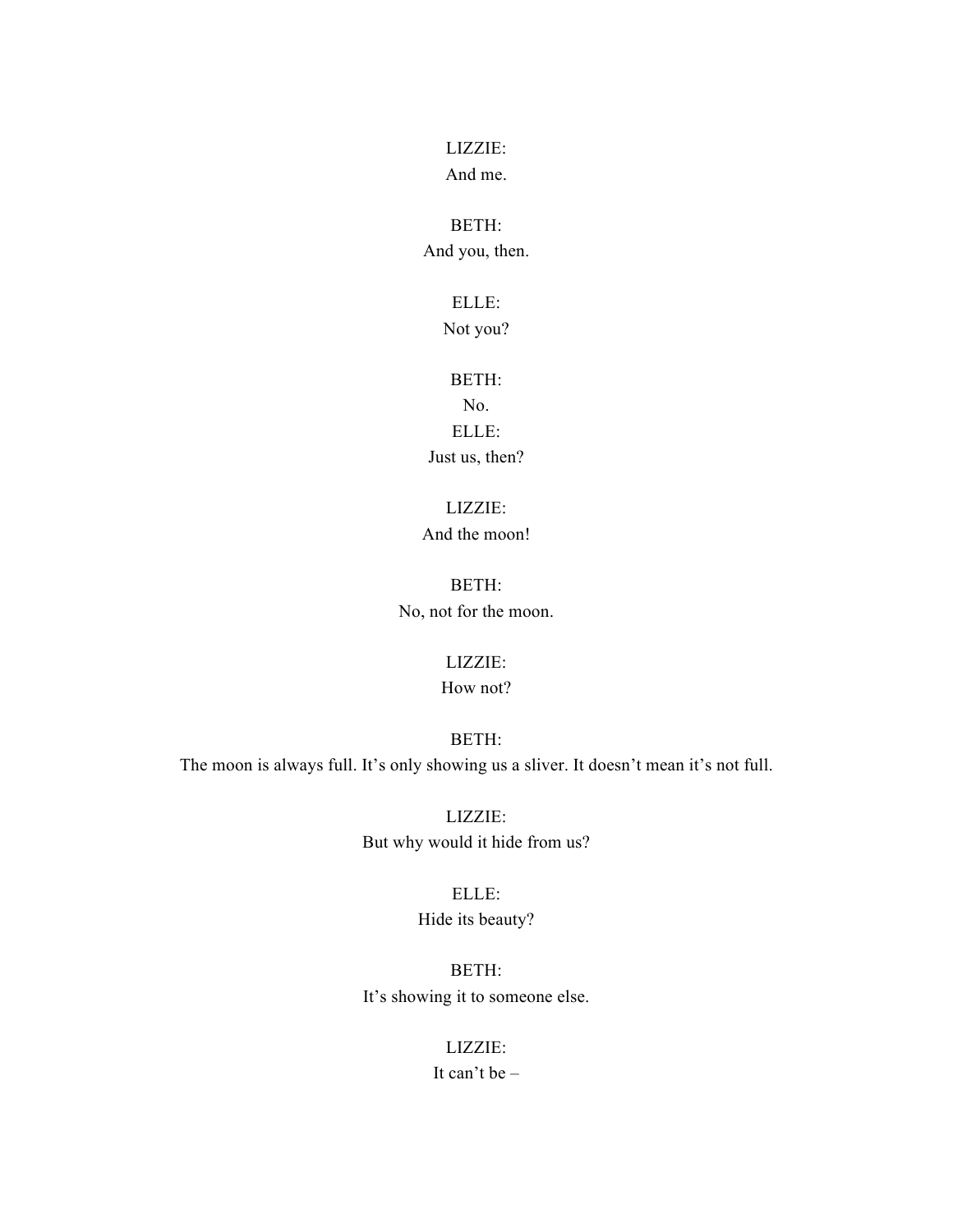LIZZIE:
And me.

BETH:
And you, then.

ELLE:
Not you?

BETH:
No.

ELLE:
Just us, then?

LIZZIE:
And the moon!

BETH:
No, not for the moon.

LIZZIE:
How not?

BETH:
The moon is always full. It's only showing us a sliver. It doesn't mean it's not full.

LIZZIE:
But why would it hide from us?

ELLE:
Hide its beauty?

BETH:
It's showing it to someone else.

LIZZIE:
It can't be –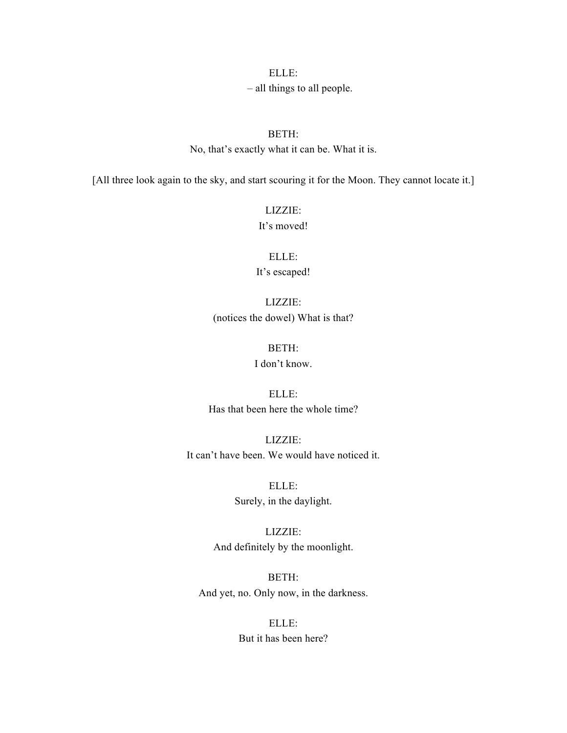ELLE:
– all things to all people.

BETH:
No, that's exactly what it can be. What it is.

[All three look again to the sky, and start scouring it for the Moon. They cannot locate it.]

LIZZIE:
It's moved!

ELLE:
It's escaped!

LIZZIE:
(notices the dowel) What is that?

BETH:
I don't know.

ELLE:
Has that been here the whole time?

LIZZIE:
It can't have been. We would have noticed it.

ELLE:
Surely, in the daylight.

LIZZIE:
And definitely by the moonlight.

BETH:
And yet, no. Only now, in the darkness.

ELLE:
But it has been here?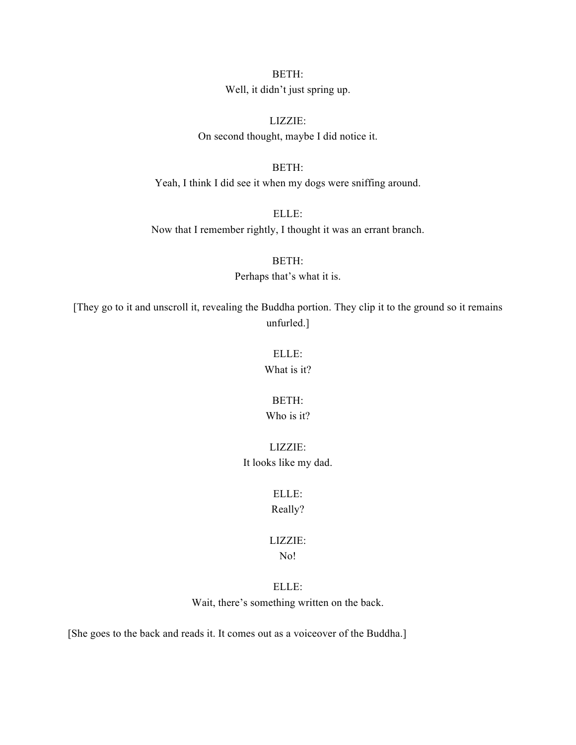BETH:
Well, it didn't just spring up.

LIZZIE:
On second thought, maybe I did notice it.

BETH:
Yeah, I think I did see it when my dogs were sniffing around.

ELLE:
Now that I remember rightly, I thought it was an errant branch.

BETH:
Perhaps that's what it is.

[They go to it and unscroll it, revealing the Buddha portion. They clip it to the ground so it remains unfurled.]

ELLE:
What is it?

BETH:
Who is it?

LIZZIE:
It looks like my dad.

ELLE:
Really?

LIZZIE:
No!

ELLE:
Wait, there's something written on the back.

[She goes to the back and reads it. It comes out as a voiceover of the Buddha.]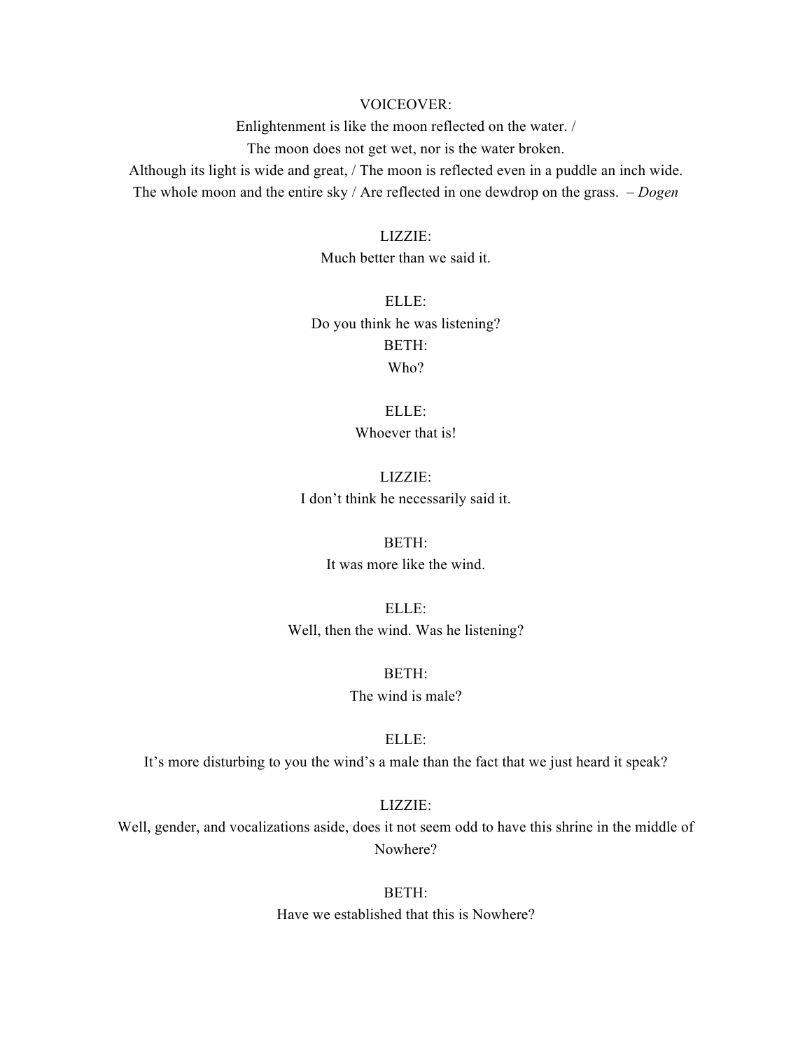VOICEOVER:

Enlightenment is like the moon reflected on the water. /
The moon does not get wet, nor is the water broken.
Although its light is wide and great, / The moon is reflected even in a puddle an inch wide.
The whole moon and the entire sky / Are reflected in one dewdrop on the grass. – *Dogen*

LIZZIE:

Much better than we said it.

ELLE:

Do you think he was listening?

BETH:

Who?

ELLE:

Whoever that is!

LIZZIE:

I don't think he necessarily said it.

BETH:

It was more like the wind.

ELLE:

Well, then the wind. Was he listening?

BETH:

The wind is male?

ELLE:

It's more disturbing to you the wind's a male than the fact that we just heard it speak?

LIZZIE:

Well, gender, and vocalizations aside, does it not seem odd to have this shrine in the middle of Nowhere?

BETH:

Have we established that this is Nowhere?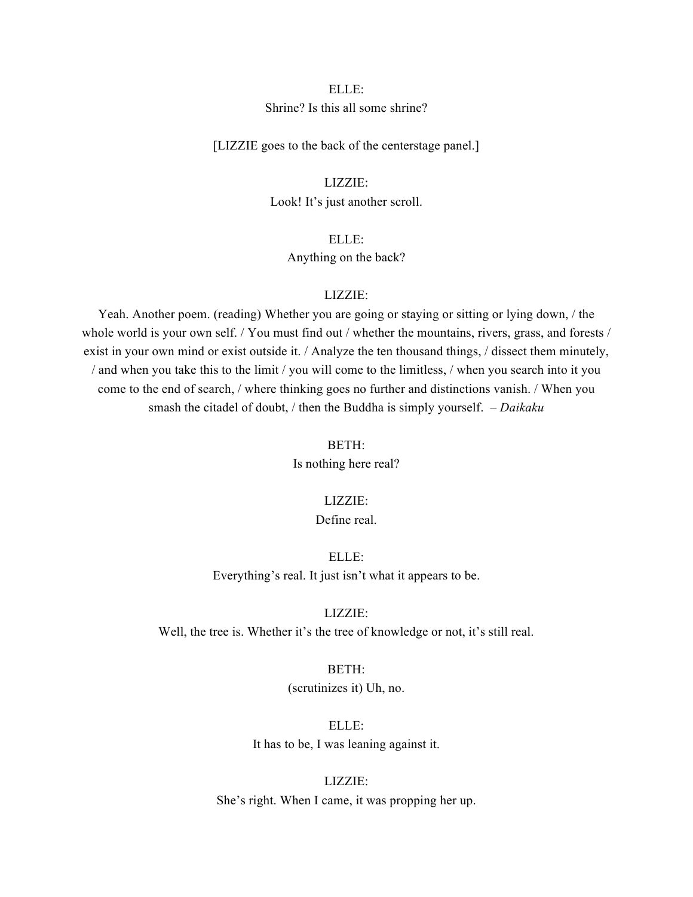ELLE:
Shrine? Is this all some shrine?

[LIZZIE goes to the back of the centerstage panel.]

LIZZIE:
Look! It's just another scroll.

ELLE:
Anything on the back?

LIZZIE:
Yeah. Another poem. (reading) Whether you are going or staying or sitting or lying down, / the whole world is your own self. / You must find out / whether the mountains, rivers, grass, and forests / exist in your own mind or exist outside it. / Analyze the ten thousand things, / dissect them minutely, / and when you take this to the limit / you will come to the limitless, / when you search into it you come to the end of search, / where thinking goes no further and distinctions vanish. / When you smash the citadel of doubt, / then the Buddha is simply yourself. – *Daikaku*

BETH:
Is nothing here real?

LIZZIE:
Define real.

ELLE:
Everything's real. It just isn't what it appears to be.

LIZZIE:
Well, the tree is. Whether it's the tree of knowledge or not, it's still real.

BETH:
(scrutinizes it) Uh, no.

ELLE:
It has to be, I was leaning against it.

LIZZIE:
She's right. When I came, it was propping her up.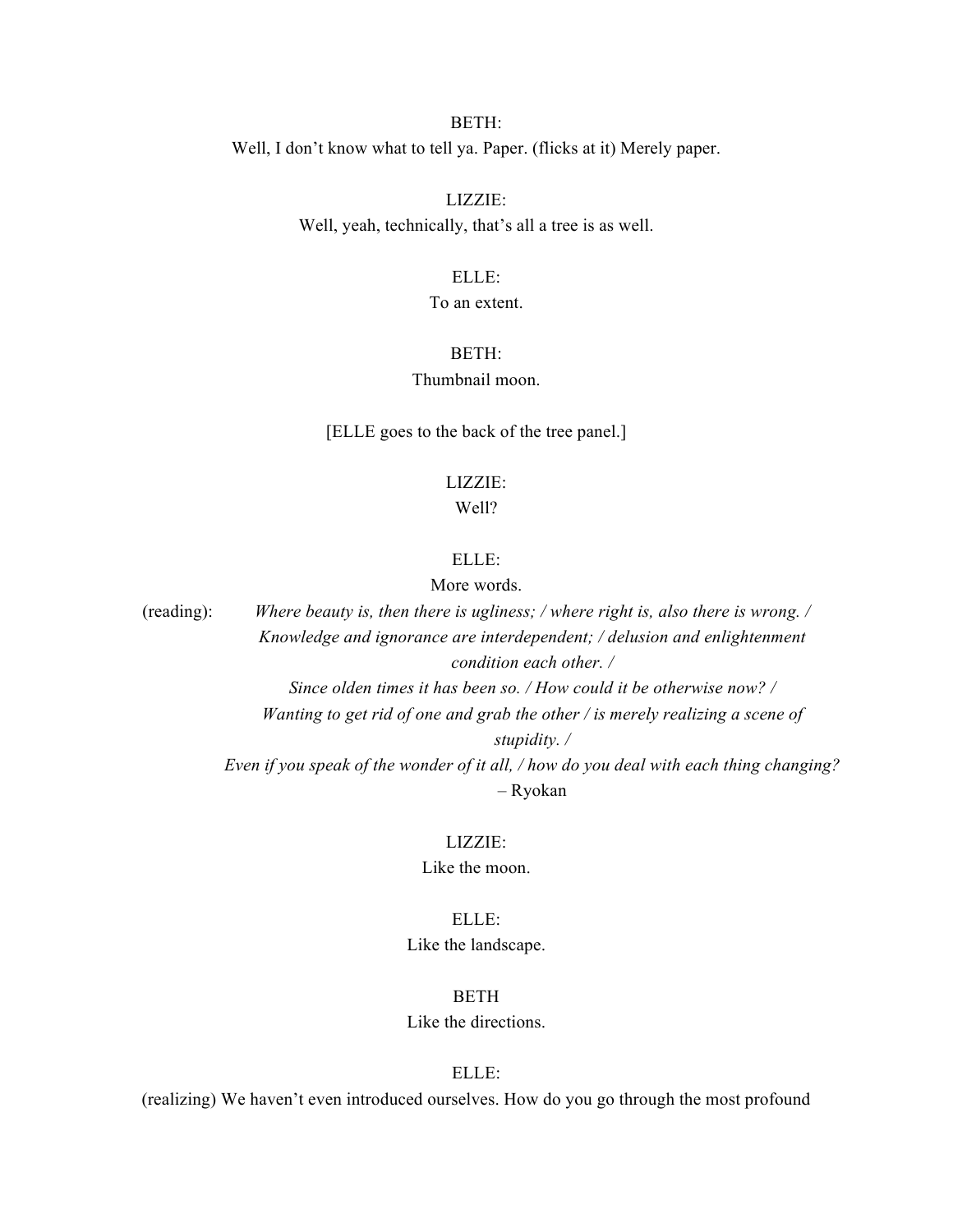BETH:
Well, I don't know what to tell ya. Paper. (flicks at it) Merely paper.

LIZZIE:
Well, yeah, technically, that's all a tree is as well.

ELLE:
To an extent.

BETH:
Thumbnail moon.

[ELLE goes to the back of the tree panel.]

LIZZIE:
Well?

ELLE:
More words.

(reading): *Where beauty is, then there is ugliness; / where right is, also there is wrong. / Knowledge and ignorance are interdependent; / delusion and enlightenment condition each other. / Since olden times it has been so. / How could it be otherwise now? / Wanting to get rid of one and grab the other / is merely realizing a scene of stupidity. / Even if you speak of the wonder of it all, / how do you deal with each thing changing?*
– Ryokan

LIZZIE:
Like the moon.

ELLE:
Like the landscape.

BETH
Like the directions.

ELLE:
(realizing) We haven't even introduced ourselves. How do you go through the most profound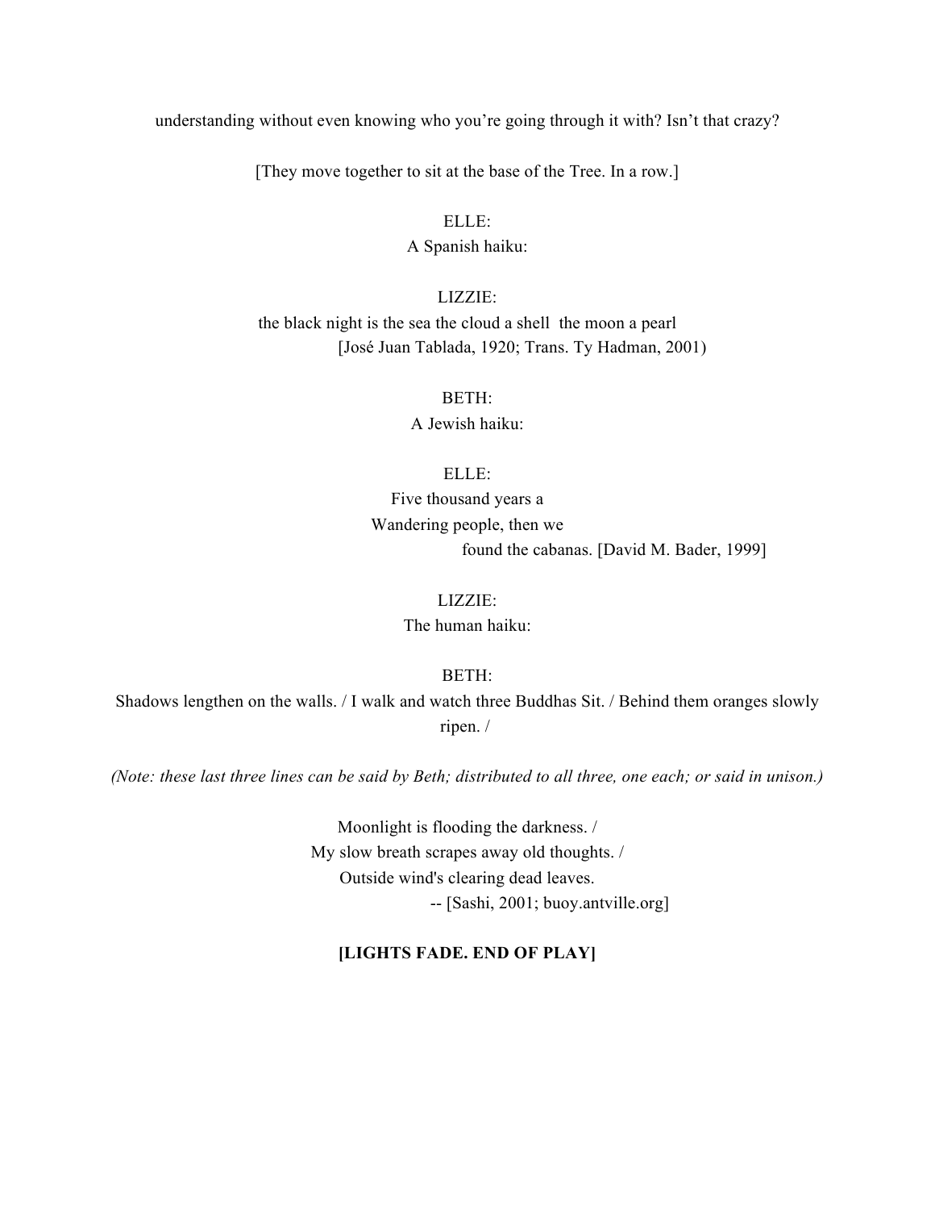understanding without even knowing who you're going through it with? Isn't that crazy?

[They move together to sit at the base of the Tree. In a row.]

ELLE:
A Spanish haiku:

LIZZIE:
the black night is the sea the cloud a shell  the moon a pearl
[José Juan Tablada, 1920; Trans. Ty Hadman, 2001)

BETH:
A Jewish haiku:

ELLE:
Five thousand years a
Wandering people, then we
found the cabanas. [David M. Bader, 1999]

LIZZIE:
The human haiku:

BETH:
Shadows lengthen on the walls. / I walk and watch three Buddhas Sit. / Behind them oranges slowly ripen. /

*(Note: these last three lines can be said by Beth; distributed to all three, one each; or said in unison.)*

Moonlight is flooding the darkness. /
My slow breath scrapes away old thoughts. /
Outside wind's clearing dead leaves.
-- [Sashi, 2001; buoy.antville.org]

**[LIGHTS FADE. END OF PLAY]**